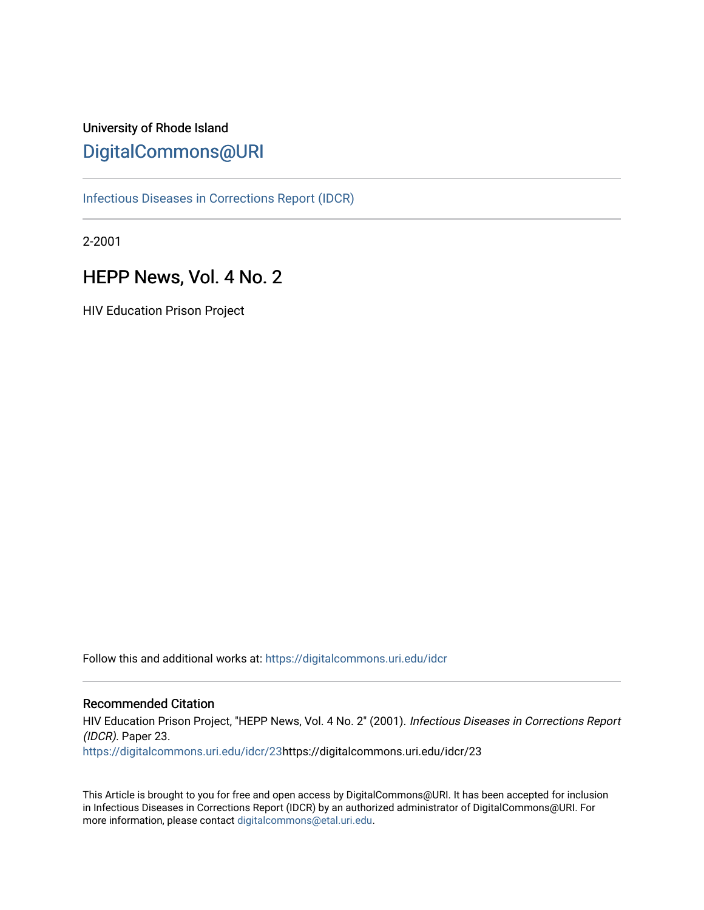University of Rhode Island

# DigitalCommons@URI

Infectious Diseases in Corrections Report (IDCR)

2-2001

## HEPP News, Vol. 4 No. 2

HIV Education Prison Project

Follow this and additional works at: https://digitalcommons.uri.edu/idcr

### Recommended Citation

HIV Education Prison Project, "HEPP News, Vol. 4 No. 2" (2001). *Infectious Diseases in Corrections Report (IDCR).* Paper 23.
https://digitalcommons.uri.edu/idcr/23https://digitalcommons.uri.edu/idcr/23

This Article is brought to you for free and open access by DigitalCommons@URI. It has been accepted for inclusion in Infectious Diseases in Corrections Report (IDCR) by an authorized administrator of DigitalCommons@URI. For more information, please contact digitalcommons@etal.uri.edu.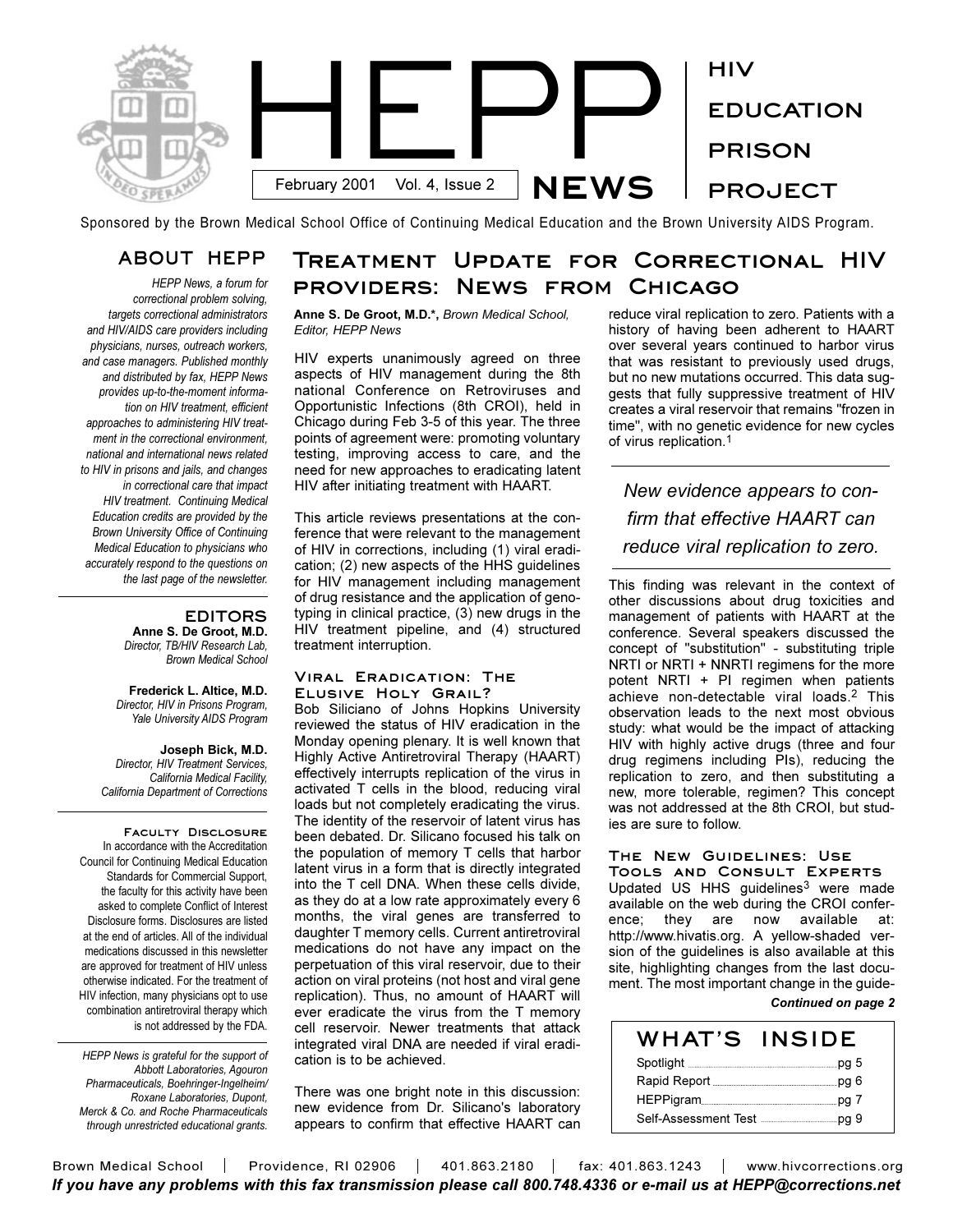# HEPP NEWS

**HIV EDUCATION PRISON PROJECT**

February 2001 Vol. 4, Issue 2

Sponsored by the Brown Medical School Office of Continuing Medical Education and the Brown University AIDS Program.

## ABOUT HEPP

*HEPP News, a forum for correctional problem solving, targets correctional administrators and HIV/AIDS care providers including physicians, nurses, outreach workers, and case managers. Published monthly and distributed by fax, HEPP News provides up-to-the-moment information on HIV treatment, efficient approaches to administering HIV treatment in the correctional environment, national and international news related to HIV in prisons and jails, and changes in correctional care that impact HIV treatment. Continuing Medical Education credits are provided by the Brown University Office of Continuing Medical Education to physicians who accurately respond to the questions on the last page of the newsletter.*

### EDITORS

**Anne S. De Groot, M.D.**
*Director, TB/HIV Research Lab, Brown Medical School*

**Frederick L. Altice, M.D.**
*Director, HIV in Prisons Program, Yale University AIDS Program*

**Joseph Bick, M.D.**
*Director, HIV Treatment Services, California Medical Facility, California Department of Corrections*

### Faculty Disclosure

In accordance with the Accreditation Council for Continuing Medical Education Standards for Commercial Support, the faculty for this activity have been asked to complete Conflict of Interest Disclosure forms. Disclosures are listed at the end of articles. All of the individual medications discussed in this newsletter are approved for treatment of HIV unless otherwise indicated. For the treatment of HIV infection, many physicians opt to use combination antiretroviral therapy which is not addressed by the FDA.

*HEPP News is grateful for the support of Abbott Laboratories, Agouron Pharmaceuticals, Boehringer-Ingelheim/ Roxane Laboratories, Dupont, Merck & Co. and Roche Pharmaceuticals through unrestricted educational grants.*

## Treatment Update for Correctional HIV providers: News from Chicago

**Anne S. De Groot, M.D.\***, *Brown Medical School, Editor, HEPP News*

HIV experts unanimously agreed on three aspects of HIV management during the 8th national Conference on Retroviruses and Opportunistic Infections (8th CROI), held in Chicago during Feb 3-5 of this year. The three points of agreement were: promoting voluntary testing, improving access to care, and the need for new approaches to eradicating latent HIV after initiating treatment with HAART.

This article reviews presentations at the conference that were relevant to the management of HIV in corrections, including (1) viral eradication; (2) new aspects of the HHS guidelines for HIV management including management of drug resistance and the application of genotyping in clinical practice, (3) new drugs in the HIV treatment pipeline, and (4) structured treatment interruption.

### Viral Eradication: The Elusive Holy Grail?

Bob Siliciano of Johns Hopkins University reviewed the status of HIV eradication in the Monday opening plenary. It is well known that Highly Active Antiretroviral Therapy (HAART) effectively interrupts replication of the virus in activated T cells in the blood, reducing viral loads but not completely eradicating the virus. The identity of the reservoir of latent virus has been debated. Dr. Silicano focused his talk on the population of memory T cells that harbor latent virus in a form that is directly integrated into the T cell DNA. When these cells divide, as they do at a low rate approximately every 6 months, the viral genes are transferred to daughter T memory cells. Current antiretroviral medications do not have any impact on the perpetuation of this viral reservoir, due to their action on viral proteins (not host and viral gene replication). Thus, no amount of HAART will ever eradicate the virus from the T memory cell reservoir. Newer treatments that attack integrated viral DNA are needed if viral eradication is to be achieved.

There was one bright note in this discussion: new evidence from Dr. Silicano's laboratory appears to confirm that effective HAART can reduce viral replication to zero. Patients with a history of having been adherent to HAART over several years continued to harbor virus that was resistant to previously used drugs, but no new mutations occurred. This data suggests that fully suppressive treatment of HIV creates a viral reservoir that remains "frozen in time", with no genetic evidence for new cycles of virus replication.[1]

> *New evidence appears to confirm that effective HAART can reduce viral replication to zero.*

This finding was relevant in the context of other discussions about drug toxicities and management of patients with HAART at the conference. Several speakers discussed the concept of "substitution" - substituting triple NRTI or NRTI + NNRTI regimens for the more potent NRTI + PI regimen when patients achieve non-detectable viral loads.[2] This observation leads to the next most obvious study: what would be the impact of attacking HIV with highly active drugs (three and four drug regimens including PIs), reducing the replication to zero, and then substituting a new, more tolerable, regimen? This concept was not addressed at the 8th CROI, but studies are sure to follow.

### The New Guidelines: Use Tools and Consult Experts

Updated US HHS guidelines[3] were made available on the web during the CROI conference; they are now available at: http://www.hivatis.org. A yellow-shaded version of the guidelines is also available at this site, highlighting changes from the last document. The most important change in the guide-

***Continued on page 2***

## WHAT'S INSIDE

- Spotlight ........ pg 5
- Rapid Report ........ pg 6
- HEPPigram ........ pg 7
- Self-Assessment Test ........ pg 9

Brown Medical School | Providence, RI 02906 | 401.863.2180 | fax: 401.863.1243 | www.hivcorrections.org

***If you have any problems with this fax transmission please call 800.748.4336 or e-mail us at HEPP@corrections.net***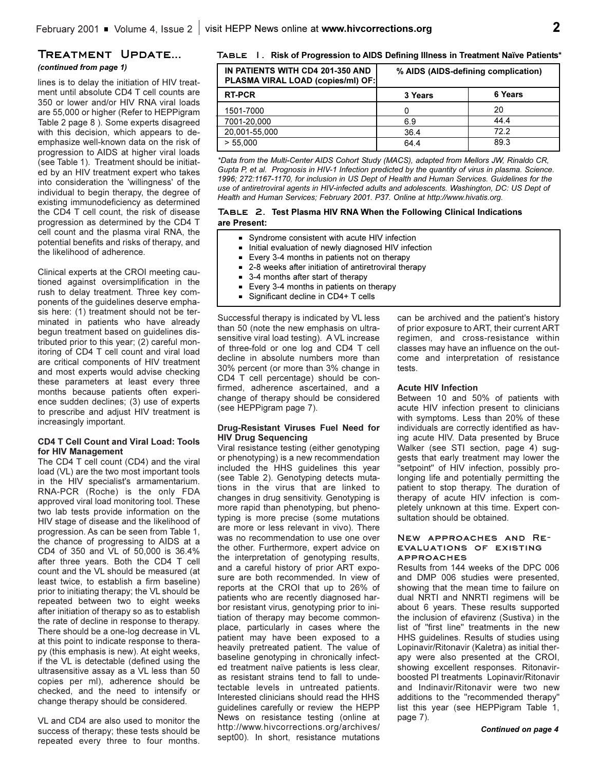## Treatment Update...

*(continued from page 1)*

lines is to delay the initiation of HIV treatment until absolute CD4 T cell counts are 350 or lower and/or HIV RNA viral loads are 55,000 or higher (Refer to HEPPigram Table 2 page 8 ). Some experts disagreed with this decision, which appears to de-emphasize well-known data on the risk of progression to AIDS at higher viral loads (see Table 1). Treatment should be initiated by an HIV treatment expert who takes into consideration the 'willingness' of the individual to begin therapy, the degree of existing immunodeficiency as determined the CD4 T cell count, the risk of disease progression as determined by the CD4 T cell count and the plasma viral RNA, the potential benefits and risks of therapy, and the likelihood of adherence.

Clinical experts at the CROI meeting cautioned against oversimplification in the rush to delay treatment. Three key components of the guidelines deserve emphasis here: (1) treatment should not be terminated in patients who have already begun treatment based on guidelines distributed prior to this year; (2) careful monitoring of CD4 T cell count and viral load are critical components of HIV treatment and most experts would advise checking these parameters at least every three months because patients often experience sudden declines; (3) use of experts to prescribe and adjust HIV treatment is increasingly important.

### CD4 T Cell Count and Viral Load: Tools for HIV Management

The CD4 T cell count (CD4) and the viral load (VL) are the two most important tools in the HIV specialist's armamentarium. RNA-PCR (Roche) is the only FDA approved viral load monitoring tool. These two lab tests provide information on the HIV stage of disease and the likelihood of progression. As can be seen from Table 1, the chance of progressing to AIDS at a CD4 of 350 and VL of 50,000 is 36.4% after three years. Both the CD4 T cell count and the VL should be measured (at least twice, to establish a firm baseline) prior to initiating therapy; the VL should be repeated between two to eight weeks after initiation of therapy so as to establish the rate of decline in response to therapy. There should be a one-log decrease in VL at this point to indicate response to therapy (this emphasis is new). At eight weeks, if the VL is detectable (defined using the ultrasensitive assay as a VL less than 50 copies per ml), adherence should be checked, and the need to intensify or change therapy should be considered.

VL and CD4 are also used to monitor the success of therapy; these tests should be repeated every three to four months. Successful therapy is indicated by VL less than 50 (note the new emphasis on ultrasensitive viral load testing). A VL increase of three-fold or one log and CD4 T cell decline in absolute numbers more than 30% percent (or more than 3% change in CD4 T cell percentage) should be confirmed, adherence ascertained, and a change of therapy should be considered (see HEPPigram page 7).

**Table 1. Risk of Progression to AIDS Defining Illness in Treatment Naïve Patients***

| IN PATIENTS WITH CD4 201-350 AND PLASMA VIRAL LOAD (copies/ml) OF: | % AIDS (AIDS-defining complication) | |
|---|---|---|
| RT-PCR | 3 Years | 6 Years |
| 1501-7000 | 0 | 20 |
| 7001-20,000 | 6.9 | 44.4 |
| 20,001-55,000 | 36.4 | 72.2 |
| > 55,000 | 64.4 | 89.3 |

*\*Data from the Multi-Center AIDS Cohort Study (MACS), adapted from Mellors JW, Rinaldo CR, Gupta P, et al. Prognosis in HIV-1 Infection predicted by the quantity of virus in plasma. Science. 1996; 272:1167-1170, for inclusion in US Dept of Health and Human Services. Guidelines for the use of antiretroviral agents in HIV-infected adults and adolescents. Washington, DC: US Dept of Health and Human Services; February 2001. P37. Online at http://www.hivatis.org.*

**Table 2. Test Plasma HIV RNA When the Following Clinical Indications are Present:**

- Syndrome consistent with acute HIV infection
- Initial evaluation of newly diagnosed HIV infection
- Every 3-4 months in patients not on therapy
- 2-8 weeks after initiation of antiretroviral therapy
- 3-4 months after start of therapy
- Every 3-4 months in patients on therapy
- Significant decline in CD4+ T cells

### Drug-Resistant Viruses Fuel Need for HIV Drug Sequencing

Viral resistance testing (either genotyping or phenotyping) is a new recommendation included the HHS guidelines this year (see Table 2). Genotyping detects mutations in the virus that are linked to changes in drug sensitivity. Genotyping is more rapid than phenotyping, but phenotyping is more precise (some mutations are more or less relevant in vivo). There was no recommendation to use one over the other. Furthermore, expert advice on the interpretation of genotyping results, and a careful history of prior ART exposure are both recommended. In view of reports at the CROI that up to 26% of patients who are recently diagnosed harbor resistant virus, genotyping prior to initiation of therapy may become commonplace, particularly in cases where the patient may have been exposed to a heavily pretreated patient. The value of baseline genotyping in chronically infected treatment naïve patients is less clear, as resistant strains tend to fall to undetectable levels in untreated patients. Interested clinicians should read the HHS guidelines carefully or review the HEPP News on resistance testing (online at http://www.hivcorrections.org/archives/sept00). In short, resistance mutations can be archived and the patient's history of prior exposure to ART, their current ART regimen, and cross-resistance within classes may have an influence on the outcome and interpretation of resistance tests.

### Acute HIV Infection

Between 10 and 50% of patients with acute HIV infection present to clinicians with symptoms. Less than 20% of these individuals are correctly identified as having acute HIV. Data presented by Bruce Walker (see STI section, page 4) suggests that early treatment may lower the "setpoint" of HIV infection, possibly prolonging life and potentially permitting the patient to stop therapy. The duration of therapy of acute HIV infection is completely unknown at this time. Expert consultation should be obtained.

## New approaches and Re-evaluations of existing approaches

Results from 144 weeks of the DPC 006 and DMP 006 studies were presented, showing that the mean time to failure on dual NRTI and NNRTI regimens will be about 6 years. These results supported the inclusion of efavirenz (Sustiva) in the list of "first line" treatments in the new HHS guidelines. Results of studies using Lopinavir/Ritonavir (Kaletra) as initial therapy were also presented at the CROI, showing excellent responses. Ritonavir-boosted PI treatments Lopinavir/Ritonavir and Indinavir/Ritonavir were two new additions to the "recommended therapy" list this year (see HEPPigram Table 1, page 7).

***Continued on page 4***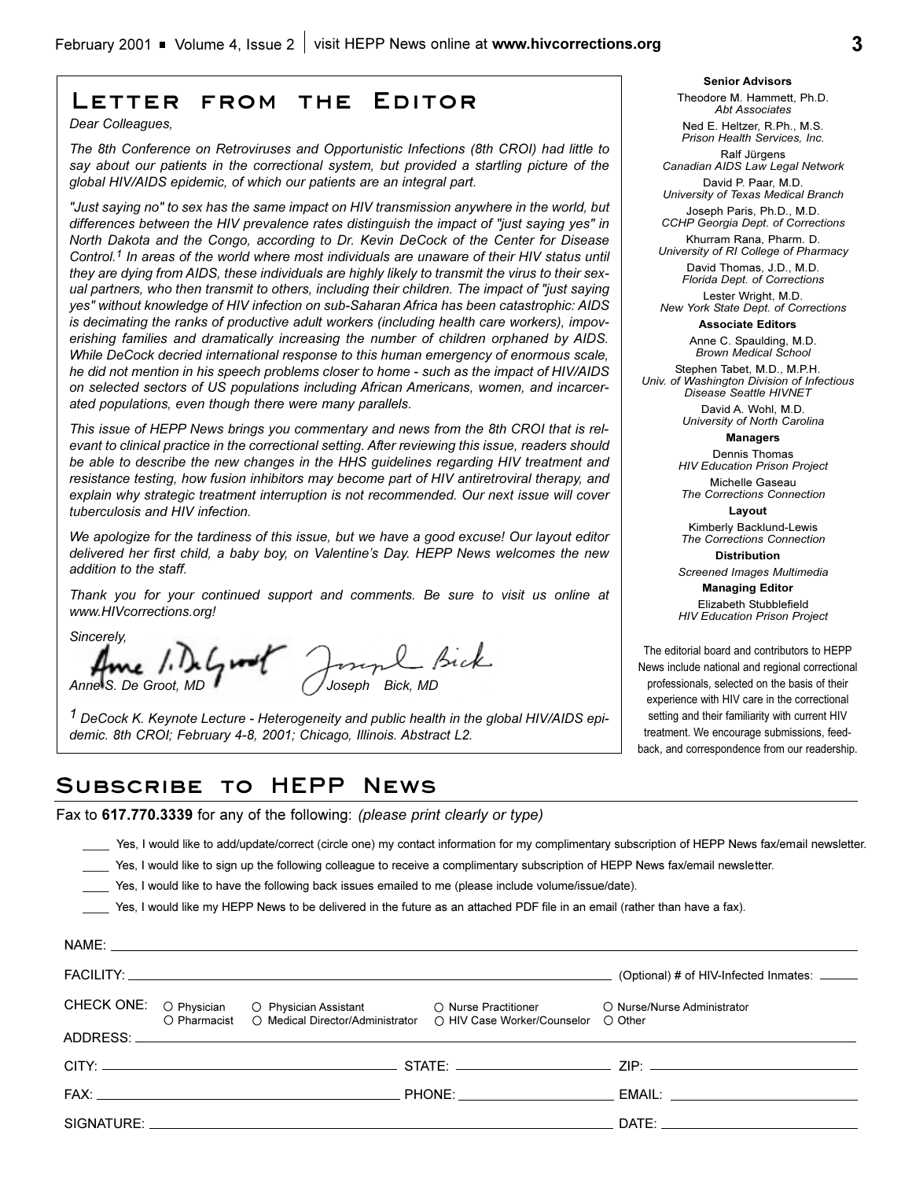# Letter from the Editor

*Dear Colleagues,*

*The 8th Conference on Retroviruses and Opportunistic Infections (8th CROI) had little to say about our patients in the correctional system, but provided a startling picture of the global HIV/AIDS epidemic, of which our patients are an integral part.*

*"Just saying no" to sex has the same impact on HIV transmission anywhere in the world, but differences between the HIV prevalence rates distinguish the impact of "just saying yes" in North Dakota and the Congo, according to Dr. Kevin DeCock of the Center for Disease Control.[1] In areas of the world where most individuals are unaware of their HIV status until they are dying from AIDS, these individuals are highly likely to transmit the virus to their sexual partners, who then transmit to others, including their children. The impact of "just saying yes" without knowledge of HIV infection on sub-Saharan Africa has been catastrophic: AIDS is decimating the ranks of productive adult workers (including health care workers), impoverishing families and dramatically increasing the number of children orphaned by AIDS. While DeCock decried international response to this human emergency of enormous scale, he did not mention in his speech problems closer to home - such as the impact of HIV/AIDS on selected sectors of US populations including African Americans, women, and incarcerated populations, even though there were many parallels.*

*This issue of HEPP News brings you commentary and news from the 8th CROI that is relevant to clinical practice in the correctional setting. After reviewing this issue, readers should be able to describe the new changes in the HHS guidelines regarding HIV treatment and resistance testing, how fusion inhibitors may become part of HIV antiretroviral therapy, and explain why strategic treatment interruption is not recommended. Our next issue will cover tuberculosis and HIV infection.*

*We apologize for the tardiness of this issue, but we have a good excuse! Our layout editor delivered her first child, a baby boy, on Valentine's Day. HEPP News welcomes the new addition to the staff.*

*Thank you for your continued support and comments. Be sure to visit us online at www.HIVcorrections.org!*

*Sincerely,*

*Anne S. De Groot, MD* *Joseph Bick, MD*

*[1] DeCock K. Keynote Lecture - Heterogeneity and public health in the global HIV/AIDS epidemic. 8th CROI; February 4-8, 2001; Chicago, Illinois. Abstract L2.*

**Senior Advisors**

Theodore M. Hammett, Ph.D.
*Abt Associates*

Ned E. Heltzer, R.Ph., M.S.
*Prison Health Services, Inc.*

Ralf Jürgens
*Canadian AIDS Law Legal Network*

David P. Paar, M.D.
*University of Texas Medical Branch*

Joseph Paris, Ph.D., M.D.
*CCHP Georgia Dept. of Corrections*

Khurram Rana, Pharm. D.
*University of RI College of Pharmacy*

David Thomas, J.D., M.D.
*Florida Dept. of Corrections*

Lester Wright, M.D.
*New York State Dept. of Corrections*

**Associate Editors**

Anne C. Spaulding, M.D.
*Brown Medical School*

Stephen Tabet, M.D., M.P.H.
*Univ. of Washington Division of Infectious Disease Seattle HIVNET*

David A. Wohl, M.D.
*University of North Carolina*

**Managers**

Dennis Thomas
*HIV Education Prison Project*

Michelle Gaseau
*The Corrections Connection*

**Layout**

Kimberly Backlund-Lewis
*The Corrections Connection*

**Distribution**

*Screened Images Multimedia*

**Managing Editor**

Elizabeth Stubblefield
*HIV Education Prison Project*

The editorial board and contributors to HEPP News include national and regional correctional professionals, selected on the basis of their experience with HIV care in the correctional setting and their familiarity with current HIV treatment. We encourage submissions, feedback, and correspondence from our readership.

# Subscribe to HEPP News

Fax to **617.770.3339** for any of the following: *(please print clearly or type)*

____ Yes, I would like to add/update/correct (circle one) my contact information for my complimentary subscription of HEPP News fax/email newsletter.

____ Yes, I would like to sign up the following colleague to receive a complimentary subscription of HEPP News fax/email newsletter.

____ Yes, I would like to have the following back issues emailed to me (please include volume/issue/date).

____ Yes, I would like my HEPP News to be delivered in the future as an attached PDF file in an email (rather than have a fax).

NAME: ____________________

FACILITY: ____________________ (Optional) # of HIV-Infected Inmates: ______

CHECK ONE: ○ Physician ○ Physician Assistant ○ Nurse Practitioner ○ Nurse/Nurse Administrator ○ Pharmacist ○ Medical Director/Administrator ○ HIV Case Worker/Counselor ○ Other

ADDRESS: ____________________

CITY: ____________________ STATE: ____________________ ZIP: ____________________

FAX: ____________________ PHONE: ____________________ EMAIL: ____________________

SIGNATURE: ____________________ DATE: ____________________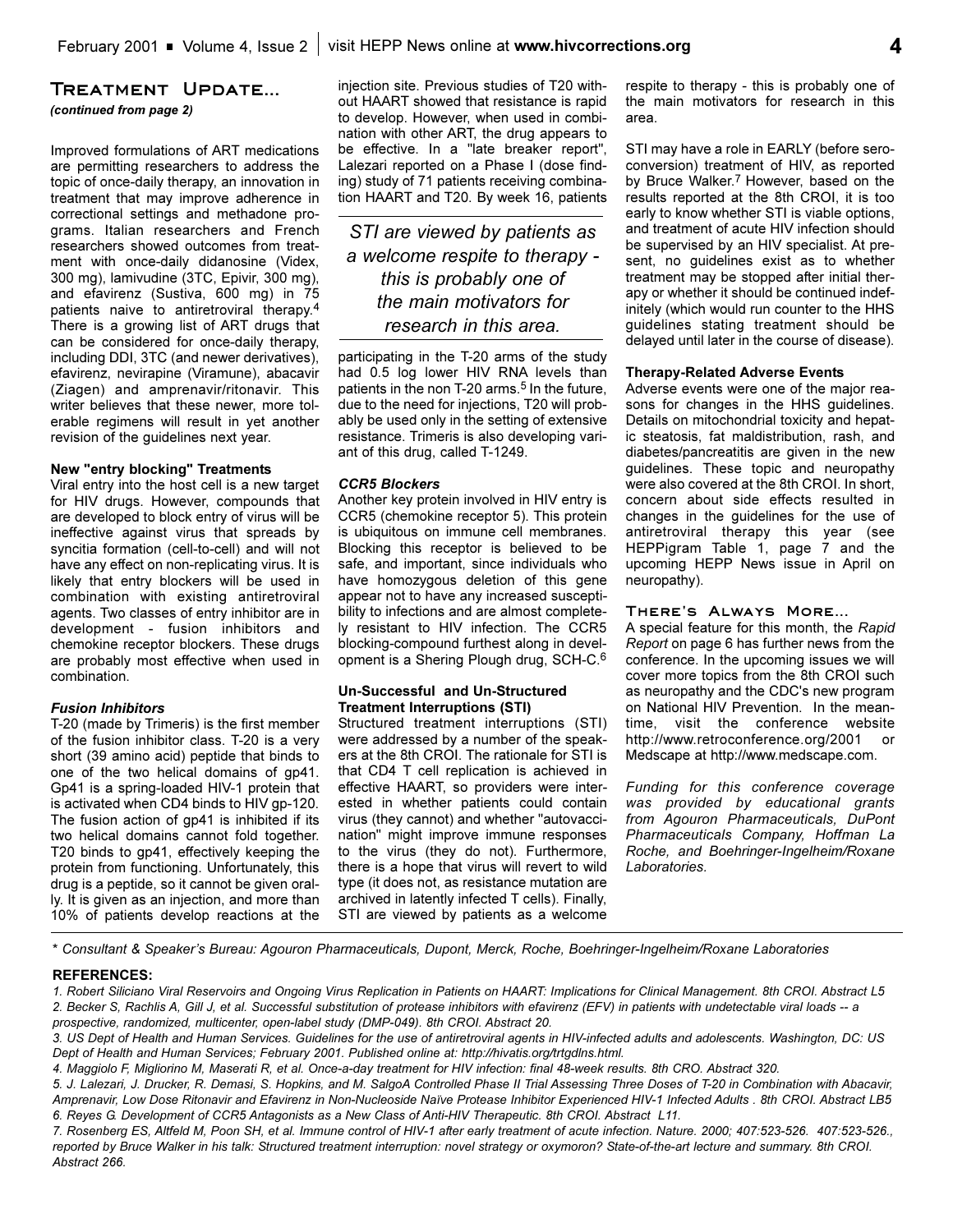## Treatment Update...

*(continued from page 2)*

Improved formulations of ART medications are permitting researchers to address the topic of once-daily therapy, an innovation in treatment that may improve adherence in correctional settings and methadone programs. Italian researchers and French researchers showed outcomes from treatment with once-daily didanosine (Videx, 300 mg), lamivudine (3TC, Epivir, 300 mg), and efavirenz (Sustiva, 600 mg) in 75 patients naive to antiretroviral therapy.[4] There is a growing list of ART drugs that can be considered for once-daily therapy, including DDI, 3TC (and newer derivatives), efavirenz, nevirapine (Viramune), abacavir (Ziagen) and amprenavir/ritonavir. This writer believes that these newer, more tolerable regimens will result in yet another revision of the guidelines next year.

### New "entry blocking" Treatments

Viral entry into the host cell is a new target for HIV drugs. However, compounds that are developed to block entry of virus will be ineffective against virus that spreads by syncitia formation (cell-to-cell) and will not have any effect on non-replicating virus. It is likely that entry blockers will be used in combination with existing antiretroviral agents. Two classes of entry inhibitor are in development - fusion inhibitors and chemokine receptor blockers. These drugs are probably most effective when used in combination.

### *Fusion Inhibitors*

T-20 (made by Trimeris) is the first member of the fusion inhibitor class. T-20 is a very short (39 amino acid) peptide that binds to one of the two helical domains of gp41. Gp41 is a spring-loaded HIV-1 protein that is activated when CD4 binds to HIV gp-120. The fusion action of gp41 is inhibited if its two helical domains cannot fold together. T20 binds to gp41, effectively keeping the protein from functioning. Unfortunately, this drug is a peptide, so it cannot be given orally. It is given as an injection, and more than 10% of patients develop reactions at the injection site. Previous studies of T20 without HAART showed that resistance is rapid to develop. However, when used in combination with other ART, the drug appears to be effective. In a "late breaker report", Lalezari reported on a Phase I (dose finding) study of 71 patients receiving combination HAART and T20. By week 16, patients participating in the T-20 arms of the study had 0.5 log lower HIV RNA levels than patients in the non T-20 arms.[5] In the future, due to the need for injections, T20 will probably be used only in the setting of extensive resistance. Trimeris is also developing variant of this drug, called T-1249.

*STI are viewed by patients as a welcome respite to therapy - this is probably one of the main motivators for research in this area.*

### *CCR5 Blockers*

Another key protein involved in HIV entry is CCR5 (chemokine receptor 5). This protein is ubiquitous on immune cell membranes. Blocking this receptor is believed to be safe, and important, since individuals who have homozygous deletion of this gene appear not to have any increased susceptibility to infections and are almost completely resistant to HIV infection. The CCR5 blocking-compound furthest along in development is a Shering Plough drug, SCH-C.[6]

### Un-Successful and Un-Structured Treatment Interruptions (STI)

Structured treatment interruptions (STI) were addressed by a number of the speakers at the 8th CROI. The rationale for STI is that CD4 T cell replication is achieved in effective HAART, so providers were interested in whether patients could contain virus (they cannot) and whether "autovaccination" might improve immune responses to the virus (they do not). Furthermore, there is a hope that virus will revert to wild type (it does not, as resistance mutation are archived in latently infected T cells). Finally, STI are viewed by patients as a welcome respite to therapy - this is probably one of the main motivators for research in this area.

STI may have a role in EARLY (before seroconversion) treatment of HIV, as reported by Bruce Walker.[7] However, based on the results reported at the 8th CROI, it is too early to know whether STI is viable options, and treatment of acute HIV infection should be supervised by an HIV specialist. At present, no guidelines exist as to whether treatment may be stopped after initial therapy or whether it should be continued indefinitely (which would run counter to the HHS guidelines stating treatment should be delayed until later in the course of disease).

### Therapy-Related Adverse Events

Adverse events were one of the major reasons for changes in the HHS guidelines. Details on mitochondrial toxicity and hepatic steatosis, fat maldistribution, rash, and diabetes/pancreatitis are given in the new guidelines. These topic and neuropathy were also covered at the 8th CROI. In short, concern about side effects resulted in changes in the guidelines for the use of antiretroviral therapy this year (see HEPPigram Table 1, page 7 and the upcoming HEPP News issue in April on neuropathy).

## There's Always More...

A special feature for this month, the *Rapid Report* on page 6 has further news from the conference. In the upcoming issues we will cover more topics from the 8th CROI such as neuropathy and the CDC's new program on National HIV Prevention. In the meantime, visit the conference website http://www.retroconference.org/2001 or Medscape at http://www.medscape.com.

*Funding for this conference coverage was provided by educational grants from Agouron Pharmaceuticals, DuPont Pharmaceuticals Company, Hoffman La Roche, and Boehringer-Ingelheim/Roxane Laboratories.*

---

*\* Consultant & Speaker's Bureau: Agouron Pharmaceuticals, Dupont, Merck, Roche, Boehringer-Ingelheim/Roxane Laboratories*

**REFERENCES:**

*1. Robert Siliciano Viral Reservoirs and Ongoing Virus Replication in Patients on HAART: Implications for Clinical Management. 8th CROI. Abstract L5*

*2. Becker S, Rachlis A, Gill J, et al. Successful substitution of protease inhibitors with efavirenz (EFV) in patients with undetectable viral loads -- a prospective, randomized, multicenter, open-label study (DMP-049). 8th CROI. Abstract 20.*

*3. US Dept of Health and Human Services. Guidelines for the use of antiretroviral agents in HIV-infected adults and adolescents. Washington, DC: US Dept of Health and Human Services; February 2001. Published online at: http://hivatis.org/trtgdlns.html.*

*4. Maggiolo F, Migliorino M, Maserati R, et al. Once-a-day treatment for HIV infection: final 48-week results. 8th CRO. Abstract 320.*

*5. J. Lalezari, J. Drucker, R. Demasi, S. Hopkins, and M. SalgoA Controlled Phase II Trial Assessing Three Doses of T-20 in Combination with Abacavir, Amprenavir, Low Dose Ritonavir and Efavirenz in Non-Nucleoside Naïve Protease Inhibitor Experienced HIV-1 Infected Adults . 8th CROI. Abstract LB5*

*6. Reyes G. Development of CCR5 Antagonists as a New Class of Anti-HIV Therapeutic. 8th CROI. Abstract L11.*

*7. Rosenberg ES, Altfeld M, Poon SH, et al. Immune control of HIV-1 after early treatment of acute infection. Nature. 2000; 407:523-526. 407:523-526., reported by Bruce Walker in his talk: Structured treatment interruption: novel strategy or oxymoron? State-of-the-art lecture and summary. 8th CROI. Abstract 266.*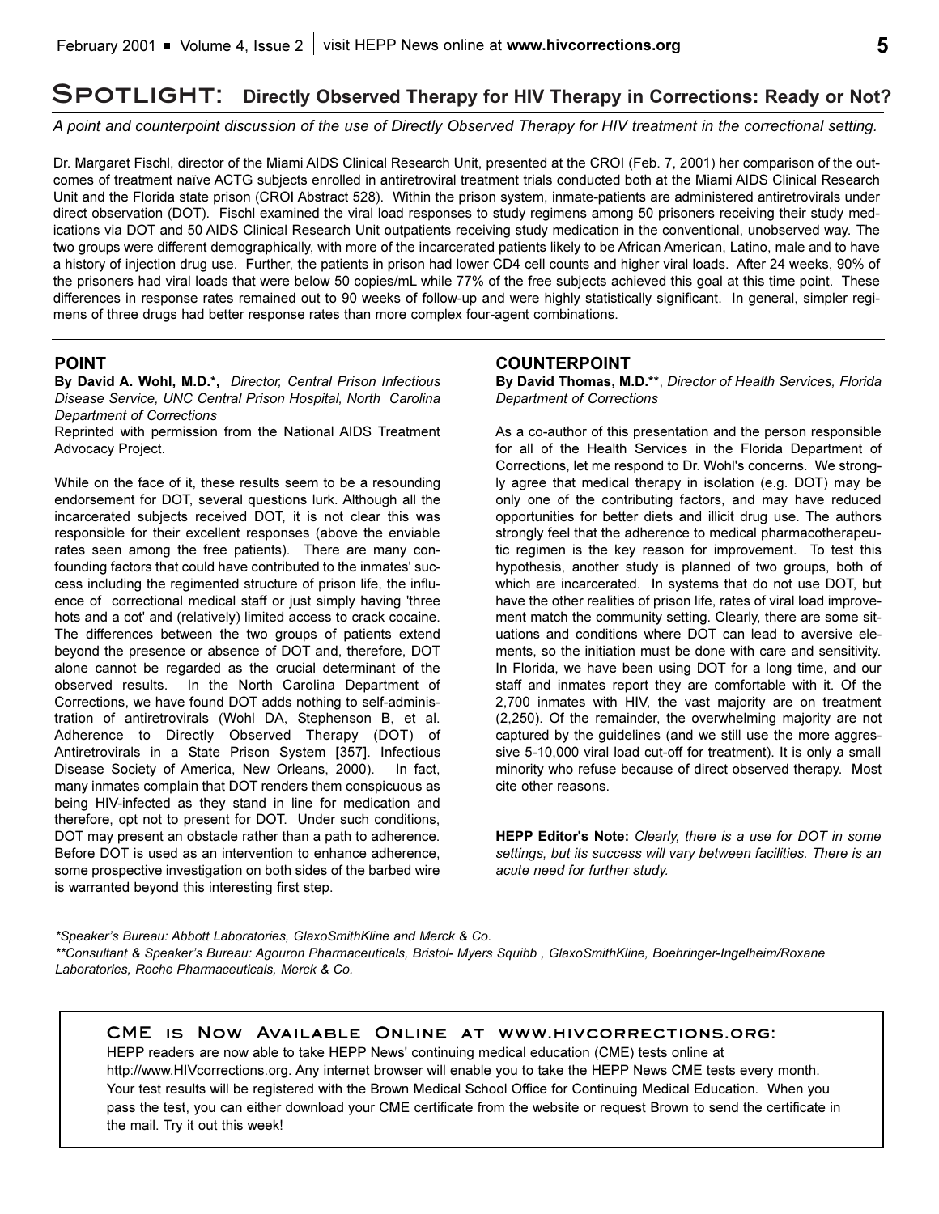# Spotlight: Directly Observed Therapy for HIV Therapy in Corrections: Ready or Not?

*A point and counterpoint discussion of the use of Directly Observed Therapy for HIV treatment in the correctional setting.*

Dr. Margaret Fischl, director of the Miami AIDS Clinical Research Unit, presented at the CROI (Feb. 7, 2001) her comparison of the outcomes of treatment naïve ACTG subjects enrolled in antiretroviral treatment trials conducted both at the Miami AIDS Clinical Research Unit and the Florida state prison (CROI Abstract 528). Within the prison system, inmate-patients are administered antiretrovirals under direct observation (DOT). Fischl examined the viral load responses to study regimens among 50 prisoners receiving their study medications via DOT and 50 AIDS Clinical Research Unit outpatients receiving study medication in the conventional, unobserved way. The two groups were different demographically, with more of the incarcerated patients likely to be African American, Latino, male and to have a history of injection drug use. Further, the patients in prison had lower CD4 cell counts and higher viral loads. After 24 weeks, 90% of the prisoners had viral loads that were below 50 copies/mL while 77% of the free subjects achieved this goal at this time point. These differences in response rates remained out to 90 weeks of follow-up and were highly statistically significant. In general, simpler regimens of three drugs had better response rates than more complex four-agent combinations.

## POINT

**By David A. Wohl, M.D.\*,** *Director, Central Prison Infectious Disease Service, UNC Central Prison Hospital, North Carolina Department of Corrections*

Reprinted with permission from the National AIDS Treatment Advocacy Project.

While on the face of it, these results seem to be a resounding endorsement for DOT, several questions lurk. Although all the incarcerated subjects received DOT, it is not clear this was responsible for their excellent responses (above the enviable rates seen among the free patients). There are many confounding factors that could have contributed to the inmates' success including the regimented structure of prison life, the influence of correctional medical staff or just simply having 'three hots and a cot' and (relatively) limited access to crack cocaine. The differences between the two groups of patients extend beyond the presence or absence of DOT and, therefore, DOT alone cannot be regarded as the crucial determinant of the observed results. In the North Carolina Department of Corrections, we have found DOT adds nothing to self-administration of antiretrovirals (Wohl DA, Stephenson B, et al. Adherence to Directly Observed Therapy (DOT) of Antiretrovirals in a State Prison System [357]. Infectious Disease Society of America, New Orleans, 2000). In fact, many inmates complain that DOT renders them conspicuous as being HIV-infected as they stand in line for medication and therefore, opt not to present for DOT. Under such conditions, DOT may present an obstacle rather than a path to adherence. Before DOT is used as an intervention to enhance adherence, some prospective investigation on both sides of the barbed wire is warranted beyond this interesting first step.

## COUNTERPOINT

**By David Thomas, M.D.\*\***, *Director of Health Services, Florida Department of Corrections*

As a co-author of this presentation and the person responsible for all of the Health Services in the Florida Department of Corrections, let me respond to Dr. Wohl's concerns. We strongly agree that medical therapy in isolation (e.g. DOT) may be only one of the contributing factors, and may have reduced opportunities for better diets and illicit drug use. The authors strongly feel that the adherence to medical pharmacotherapeutic regimen is the key reason for improvement. To test this hypothesis, another study is planned of two groups, both of which are incarcerated. In systems that do not use DOT, but have the other realities of prison life, rates of viral load improvement match the community setting. Clearly, there are some situations and conditions where DOT can lead to aversive elements, so the initiation must be done with care and sensitivity. In Florida, we have been using DOT for a long time, and our staff and inmates report they are comfortable with it. Of the 2,700 inmates with HIV, the vast majority are on treatment (2,250). Of the remainder, the overwhelming majority are not captured by the guidelines (and we still use the more aggressive 5-10,000 viral load cut-off for treatment). It is only a small minority who refuse because of direct observed therapy. Most cite other reasons.

**HEPP Editor's Note:** *Clearly, there is a use for DOT in some settings, but its success will vary between facilities. There is an acute need for further study.*

---

*\*Speaker's Bureau: Abbott Laboratories, GlaxoSmithKline and Merck & Co.*

*\*\*Consultant & Speaker's Bureau: Agouron Pharmaceuticals, Bristol- Myers Squibb , GlaxoSmithKline, Boehringer-Ingelheim/Roxane Laboratories, Roche Pharmaceuticals, Merck & Co.*

### CME is Now Available Online at www.hivcorrections.org:

HEPP readers are now able to take HEPP News' continuing medical education (CME) tests online at http://www.HIVcorrections.org. Any internet browser will enable you to take the HEPP News CME tests every month. Your test results will be registered with the Brown Medical School Office for Continuing Medical Education. When you pass the test, you can either download your CME certificate from the website or request Brown to send the certificate in the mail. Try it out this week!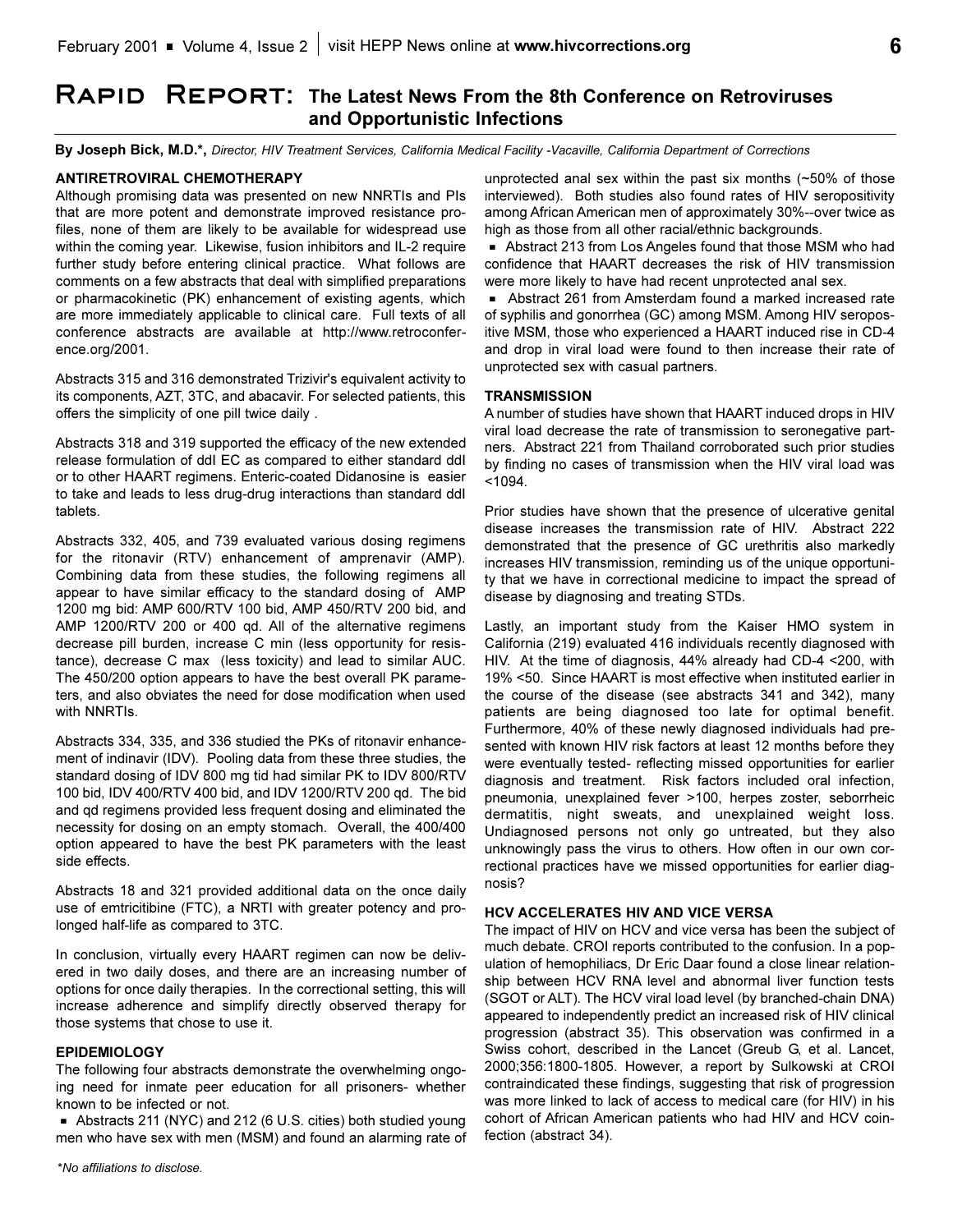# Rapid Report: The Latest News From the 8th Conference on Retroviruses and Opportunistic Infections

**By Joseph Bick, M.D.***, *Director, HIV Treatment Services, California Medical Facility -Vacaville, California Department of Corrections*

### ANTIRETROVIRAL CHEMOTHERAPY

Although promising data was presented on new NNRTIs and PIs that are more potent and demonstrate improved resistance profiles, none of them are likely to be available for widespread use within the coming year. Likewise, fusion inhibitors and IL-2 require further study before entering clinical practice. What follows are comments on a few abstracts that deal with simplified preparations or pharmacokinetic (PK) enhancement of existing agents, which are more immediately applicable to clinical care. Full texts of all conference abstracts are available at http://www.retroconference.org/2001.

Abstracts 315 and 316 demonstrated Trizivir's equivalent activity to its components, AZT, 3TC, and abacavir. For selected patients, this offers the simplicity of one pill twice daily .

Abstracts 318 and 319 supported the efficacy of the new extended release formulation of ddI EC as compared to either standard ddI or to other HAART regimens. Enteric-coated Didanosine is easier to take and leads to less drug-drug interactions than standard ddI tablets.

Abstracts 332, 405, and 739 evaluated various dosing regimens for the ritonavir (RTV) enhancement of amprenavir (AMP). Combining data from these studies, the following regimens all appear to have similar efficacy to the standard dosing of AMP 1200 mg bid: AMP 600/RTV 100 bid, AMP 450/RTV 200 bid, and AMP 1200/RTV 200 or 400 qd. All of the alternative regimens decrease pill burden, increase C min (less opportunity for resistance), decrease C max (less toxicity) and lead to similar AUC. The 450/200 option appears to have the best overall PK parameters, and also obviates the need for dose modification when used with NNRTIs.

Abstracts 334, 335, and 336 studied the PKs of ritonavir enhancement of indinavir (IDV). Pooling data from these three studies, the standard dosing of IDV 800 mg tid had similar PK to IDV 800/RTV 100 bid, IDV 400/RTV 400 bid, and IDV 1200/RTV 200 qd. The bid and qd regimens provided less frequent dosing and eliminated the necessity for dosing on an empty stomach. Overall, the 400/400 option appeared to have the best PK parameters with the least side effects.

Abstracts 18 and 321 provided additional data on the once daily use of emtricitibine (FTC), a NRTI with greater potency and prolonged half-life as compared to 3TC.

In conclusion, virtually every HAART regimen can now be delivered in two daily doses, and there are an increasing number of options for once daily therapies. In the correctional setting, this will increase adherence and simplify directly observed therapy for those systems that chose to use it.

### EPIDEMIOLOGY

The following four abstracts demonstrate the overwhelming ongoing need for inmate peer education for all prisoners- whether known to be infected or not.

- Abstracts 211 (NYC) and 212 (6 U.S. cities) both studied young men who have sex with men (MSM) and found an alarming rate of unprotected anal sex within the past six months (~50% of those interviewed). Both studies also found rates of HIV seropositivity among African American men of approximately 30%--over twice as high as those from all other racial/ethnic backgrounds.
- Abstract 213 from Los Angeles found that those MSM who had confidence that HAART decreases the risk of HIV transmission were more likely to have had recent unprotected anal sex.
- Abstract 261 from Amsterdam found a marked increased rate of syphilis and gonorrhea (GC) among MSM. Among HIV seropositive MSM, those who experienced a HAART induced rise in CD-4 and drop in viral load were found to then increase their rate of unprotected sex with casual partners.

### TRANSMISSION

A number of studies have shown that HAART induced drops in HIV viral load decrease the rate of transmission to seronegative partners. Abstract 221 from Thailand corroborated such prior studies by finding no cases of transmission when the HIV viral load was <1094.

Prior studies have shown that the presence of ulcerative genital disease increases the transmission rate of HIV. Abstract 222 demonstrated that the presence of GC urethritis also markedly increases HIV transmission, reminding us of the unique opportunity that we have in correctional medicine to impact the spread of disease by diagnosing and treating STDs.

Lastly, an important study from the Kaiser HMO system in California (219) evaluated 416 individuals recently diagnosed with HIV. At the time of diagnosis, 44% already had CD-4 <200, with 19% <50. Since HAART is most effective when instituted earlier in the course of the disease (see abstracts 341 and 342), many patients are being diagnosed too late for optimal benefit. Furthermore, 40% of these newly diagnosed individuals had presented with known HIV risk factors at least 12 months before they were eventually tested- reflecting missed opportunities for earlier diagnosis and treatment. Risk factors included oral infection, pneumonia, unexplained fever >100, herpes zoster, seborrheic dermatitis, night sweats, and unexplained weight loss. Undiagnosed persons not only go untreated, but they also unknowingly pass the virus to others. How often in our own correctional practices have we missed opportunities for earlier diagnosis?

### HCV ACCELERATES HIV AND VICE VERSA

The impact of HIV on HCV and vice versa has been the subject of much debate. CROI reports contributed to the confusion. In a population of hemophiliacs, Dr Eric Daar found a close linear relationship between HCV RNA level and abnormal liver function tests (SGOT or ALT). The HCV viral load level (by branched-chain DNA) appeared to independently predict an increased risk of HIV clinical progression (abstract 35). This observation was confirmed in a Swiss cohort, described in the Lancet (Greub G, et al. Lancet, 2000;356:1800-1805. However, a report by Sulkowski at CROI contraindicated these findings, suggesting that risk of progression was more linked to lack of access to medical care (for HIV) in his cohort of African American patients who had HIV and HCV coinfection (abstract 34).

*No affiliations to disclose.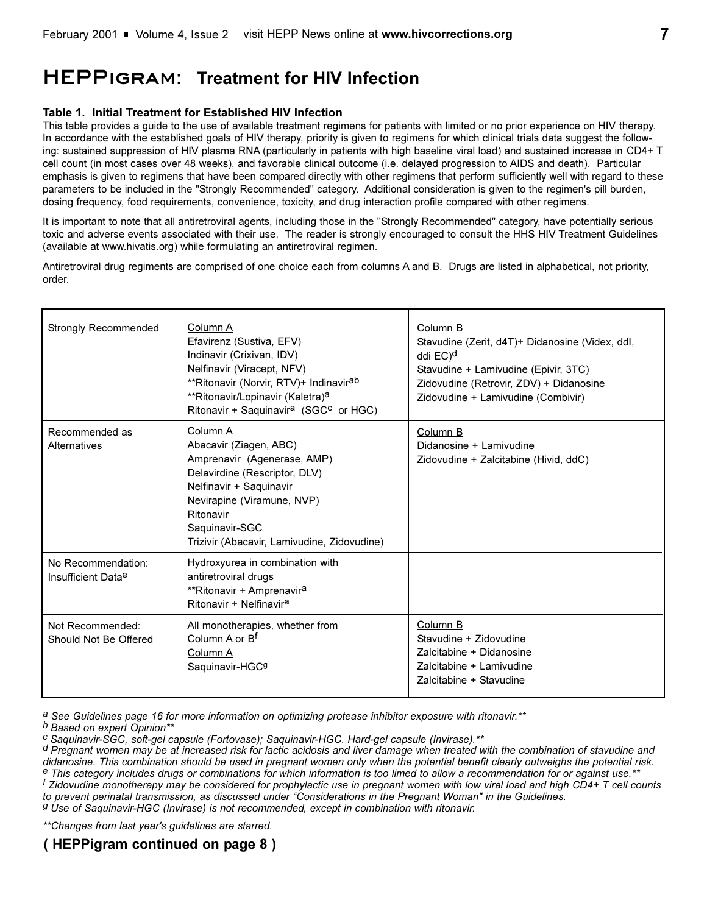# HEPPigram: Treatment for HIV Infection

### Table 1. Initial Treatment for Established HIV Infection

This table provides a guide to the use of available treatment regimens for patients with limited or no prior experience on HIV therapy. In accordance with the established goals of HIV therapy, priority is given to regimens for which clinical trials data suggest the following: sustained suppression of HIV plasma RNA (particularly in patients with high baseline viral load) and sustained increase in CD4+ T cell count (in most cases over 48 weeks), and favorable clinical outcome (i.e. delayed progression to AIDS and death). Particular emphasis is given to regimens that have been compared directly with other regimens that perform sufficiently well with regard to these parameters to be included in the "Strongly Recommended" category. Additional consideration is given to the regimen's pill burden, dosing frequency, food requirements, convenience, toxicity, and drug interaction profile compared with other regimens.

It is important to note that all antiretroviral agents, including those in the "Strongly Recommended" category, have potentially serious toxic and adverse events associated with their use. The reader is strongly encouraged to consult the HHS HIV Treatment Guidelines (available at www.hivatis.org) while formulating an antiretroviral regimen.

Antiretroviral drug regiments are comprised of one choice each from columns A and B. Drugs are listed in alphabetical, not priority, order.

| | | |
|---|---|---|
| Strongly Recommended | Column A<br>Efavirenz (Sustiva, EFV)<br>Indinavir (Crixivan, IDV)<br>Nelfinavir (Viracept, NFV)<br>**Ritonavir (Norvir, RTV)+ Indinavir[ab]<br>**Ritonavir/Lopinavir (Kaletra)[a]<br>Ritonavir + Saquinavir[a] (SGC[c] or HGC) | Column B<br>Stavudine (Zerit, d4T)+ Didanosine (Videx, ddI, ddi EC)[d]<br>Stavudine + Lamivudine (Epivir, 3TC)<br>Zidovudine (Retrovir, ZDV) + Didanosine<br>Zidovudine + Lamivudine (Combivir) |
| Recommended as Alternatives | Column A<br>Abacavir (Ziagen, ABC)<br>Amprenavir (Agenerase, AMP)<br>Delavirdine (Rescriptor, DLV)<br>Nelfinavir + Saquinavir<br>Nevirapine (Viramune, NVP)<br>Ritonavir<br>Saquinavir-SGC<br>Trizivir (Abacavir, Lamivudine, Zidovudine) | Column B<br>Didanosine + Lamivudine<br>Zidovudine + Zalcitabine (Hivid, ddC) |
| No Recommendation: Insufficient Data[e] | Hydroxyurea in combination with antiretroviral drugs<br>**Ritonavir + Amprenavir[a]<br>Ritonavir + Nelfinavir[a] | |
| Not Recommended: Should Not Be Offered | All monotherapies, whether from Column A or B[f]<br>Column A<br>Saquinavir-HGC[g] | Column B<br>Stavudine + Zidovudine<br>Zalcitabine + Didanosine<br>Zalcitabine + Lamivudine<br>Zalcitabine + Stavudine |

[a] *See Guidelines page 16 for more information on optimizing protease inhibitor exposure with ritonavir.***

[b] *Based on expert Opinion***

[c] *Saquinavir-SGC, soft-gel capsule (Fortovase); Saquinavir-HGC. Hard-gel capsule (Invirase).***

[d] *Pregnant women may be at increased risk for lactic acidosis and liver damage when treated with the combination of stavudine and didanosine. This combination should be used in pregnant women only when the potential benefit clearly outweighs the potential risk.*

[e] *This category includes drugs or combinations for which information is too limited to allow a recommendation for or against use.***

[f] *Zidovudine monotherapy may be considered for prophylactic use in pregnant women with low viral load and high CD4+ T cell counts to prevent perinatal transmission, as discussed under "Considerations in the Pregnant Woman" in the Guidelines.*

[g] *Use of Saquinavir-HGC (Invirase) is not recommended, except in combination with ritonavir.*

*\*\*Changes from last year's guidelines are starred.*

**( HEPPigram continued on page 8 )**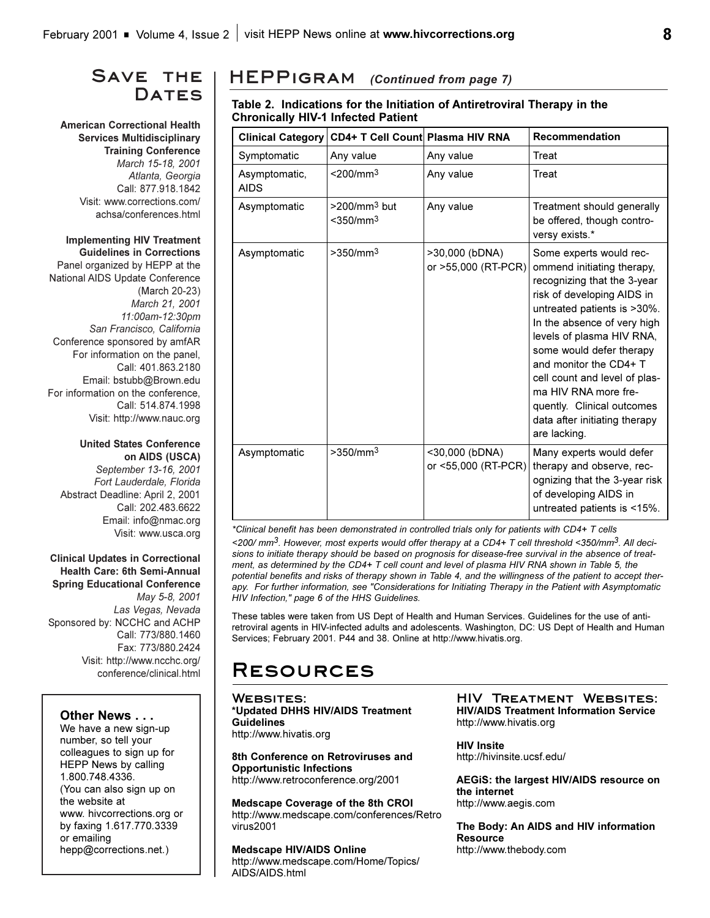## Save the Dates

**American Correctional Health Services Multidisciplinary Training Conference**
*March 15-18, 2001*
*Atlanta, Georgia*
Call: 877.918.1842
Visit: www.corrections.com/achsa/conferences.html

**Implementing HIV Treatment Guidelines in Corrections**
Panel organized by HEPP at the National AIDS Update Conference (March 20-23)
*March 21, 2001*
*11:00am-12:30pm*
*San Francisco, California*
Conference sponsored by amfAR
For information on the panel,
Call: 401.863.2180
Email: bstubb@Brown.edu
For information on the conference,
Call: 514.874.1998
Visit: http://www.nauc.org

**United States Conference on AIDS (USCA)**
*September 13-16, 2001*
*Fort Lauderdale, Florida*
Abstract Deadline: April 2, 2001
Call: 202.483.6622
Email: info@nmac.org
Visit: www.usca.org

**Clinical Updates in Correctional Health Care: 6th Semi-Annual Spring Educational Conference**
*May 5-8, 2001*
*Las Vegas, Nevada*
Sponsored by: NCCHC and ACHP
Call: 773/880.1460
Fax: 773/880.2424
Visit: http://www.ncchc.org/conference/clinical.html

**Other News . . .**
We have a new sign-up number, so tell your colleagues to sign up for HEPP News by calling 1.800.748.4336.
(You can also sign up on the website at www. hivcorrections.org or by faxing 1.617.770.3339 or emailing hepp@corrections.net.)

## HEPPigram *(Continued from page 7)*

**Table 2. Indications for the Initiation of Antiretroviral Therapy in the Chronically HIV-1 Infected Patient**

| Clinical Category | CD4+ T Cell Count | Plasma HIV RNA | Recommendation |
|---|---|---|---|
| Symptomatic | Any value | Any value | Treat |
| Asymptomatic, AIDS | $<200/mm^3$ | Any value | Treat |
| Asymptomatic | $>200/mm^3$ but $<350/mm^3$ | Any value | Treatment should generally be offered, though controversy exists.* |
| Asymptomatic | $>350/mm^3$ | >30,000 (bDNA) or >55,000 (RT-PCR) | Some experts would recommend initiating therapy, recognizing that the 3-year risk of developing AIDS in untreated patients is >30%. In the absence of very high levels of plasma HIV RNA, some would defer therapy and monitor the CD4+ T cell count and level of plasma HIV RNA more frequently. Clinical outcomes data after initiating therapy are lacking. |
| Asymptomatic | $>350/mm^3$ | <30,000 (bDNA) or <55,000 (RT-PCR) | Many experts would defer therapy and observe, recognizing that the 3-year risk of developing AIDS in untreated patients is <15%. |

*\*Clinical benefit has been demonstrated in controlled trials only for patients with CD4+ T cells $<200/mm^3$. However, most experts would offer therapy at a CD4+ T cell threshold $<350/mm^3$. All decisions to initiate therapy should be based on prognosis for disease-free survival in the absence of treatment, as determined by the CD4+ T cell count and level of plasma HIV RNA shown in Table 5, the potential benefits and risks of therapy shown in Table 4, and the willingness of the patient to accept therapy. For further information, see "Considerations for Initiating Therapy in the Patient with Asymptomatic HIV Infection," page 6 of the HHS Guidelines.*

These tables were taken from US Dept of Health and Human Services. Guidelines for the use of antiretroviral agents in HIV-infected adults and adolescents. Washington, DC: US Dept of Health and Human Services; February 2001. P44 and 38. Online at http://www.hivatis.org.

## Resources

### Websites:

**\*Updated DHHS HIV/AIDS Treatment Guidelines**
http://www.hivatis.org

**8th Conference on Retroviruses and Opportunistic Infections**
http://www.retroconference.org/2001

**Medscape Coverage of the 8th CROI**
http://www.medscape.com/conferences/Retrovirus2001

**Medscape HIV/AIDS Online**
http://www.medscape.com/Home/Topics/AIDS/AIDS.html

### HIV Treatment Websites:

**HIV/AIDS Treatment Information Service**
http://www.hivatis.org

**HIV Insite**
http://hivinsite.ucsf.edu/

**AEGiS: the largest HIV/AIDS resource on the internet**
http://www.aegis.com

**The Body: An AIDS and HIV information Resource**
http://www.thebody.com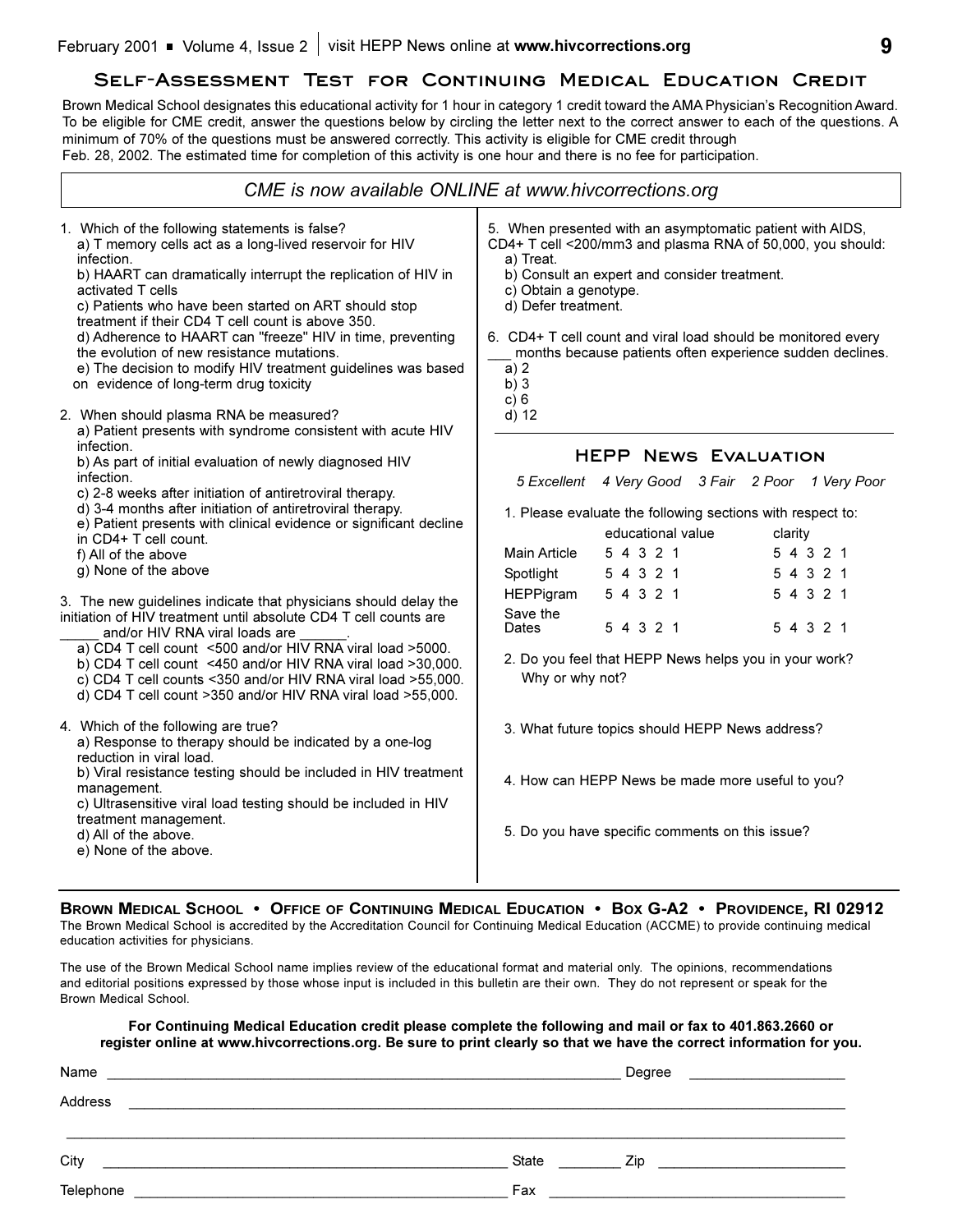## Self-Assessment Test for Continuing Medical Education Credit

Brown Medical School designates this educational activity for 1 hour in category 1 credit toward the AMA Physician's Recognition Award. To be eligible for CME credit, answer the questions below by circling the letter next to the correct answer to each of the questions. A minimum of 70% of the questions must be answered correctly. This activity is eligible for CME credit through Feb. 28, 2002. The estimated time for completion of this activity is one hour and there is no fee for participation.

*CME is now available ONLINE at www.hivcorrections.org*

1. Which of the following statements is false?
   a) T memory cells act as a long-lived reservoir for HIV infection.
   b) HAART can dramatically interrupt the replication of HIV in activated T cells
   c) Patients who have been started on ART should stop treatment if their CD4 T cell count is above 350.
   d) Adherence to HAART can "freeze" HIV in time, preventing the evolution of new resistance mutations.
   e) The decision to modify HIV treatment guidelines was based on evidence of long-term drug toxicity

2. When should plasma RNA be measured?
   a) Patient presents with syndrome consistent with acute HIV infection.
   b) As part of initial evaluation of newly diagnosed HIV infection.
   c) 2-8 weeks after initiation of antiretroviral therapy.
   d) 3-4 months after initiation of antiretroviral therapy.
   e) Patient presents with clinical evidence or significant decline in CD4+ T cell count.
   f) All of the above
   g) None of the above

3. The new guidelines indicate that physicians should delay the initiation of HIV treatment until absolute CD4 T cell counts are _____ and/or HIV RNA viral loads are ______.
   a) CD4 T cell count <500 and/or HIV RNA viral load >5000.
   b) CD4 T cell count <450 and/or HIV RNA viral load >30,000.
   c) CD4 T cell counts <350 and/or HIV RNA viral load >55,000.
   d) CD4 T cell count >350 and/or HIV RNA viral load >55,000.

4. Which of the following are true?
   a) Response to therapy should be indicated by a one-log reduction in viral load.
   b) Viral resistance testing should be included in HIV treatment management.
   c) Ultrasensitive viral load testing should be included in HIV treatment management.
   d) All of the above.
   e) None of the above.

5. When presented with an asymptomatic patient with AIDS, CD4+ T cell <200/mm3 and plasma RNA of 50,000, you should:
   a) Treat.
   b) Consult an expert and consider treatment.
   c) Obtain a genotype.
   d) Defer treatment.

6. CD4+ T cell count and viral load should be monitored every ___ months because patients often experience sudden declines.
   a) 2
   b) 3
   c) 6
   d) 12

### HEPP News Evaluation

*5 Excellent 4 Very Good 3 Fair 2 Poor 1 Very Poor*

1. Please evaluate the following sections with respect to:

| | educational value | clarity |
|---|---|---|
| Main Article | 5 4 3 2 1 | 5 4 3 2 1 |
| Spotlight | 5 4 3 2 1 | 5 4 3 2 1 |
| HEPPigram | 5 4 3 2 1 | 5 4 3 2 1 |
| Save the Dates | 5 4 3 2 1 | 5 4 3 2 1 |

2. Do you feel that HEPP News helps you in your work? Why or why not?

3. What future topics should HEPP News address?

4. How can HEPP News be made more useful to you?

5. Do you have specific comments on this issue?

**Brown Medical School • Office of Continuing Medical Education • Box G-A2 • Providence, RI 02912**

The Brown Medical School is accredited by the Accreditation Council for Continuing Medical Education (ACCME) to provide continuing medical education activities for physicians.

The use of the Brown Medical School name implies review of the educational format and material only. The opinions, recommendations and editorial positions expressed by those whose input is included in this bulletin are their own. They do not represent or speak for the Brown Medical School.

**For Continuing Medical Education credit please complete the following and mail or fax to 401.863.2660 or register online at www.hivcorrections.org. Be sure to print clearly so that we have the correct information for you.**

Name ____________________________________________ Degree ______________

Address ____________________________________________________________

____________________________________________________________________

City ______________________________ State ________ Zip ________________

Telephone ___________________________ Fax _____________________________